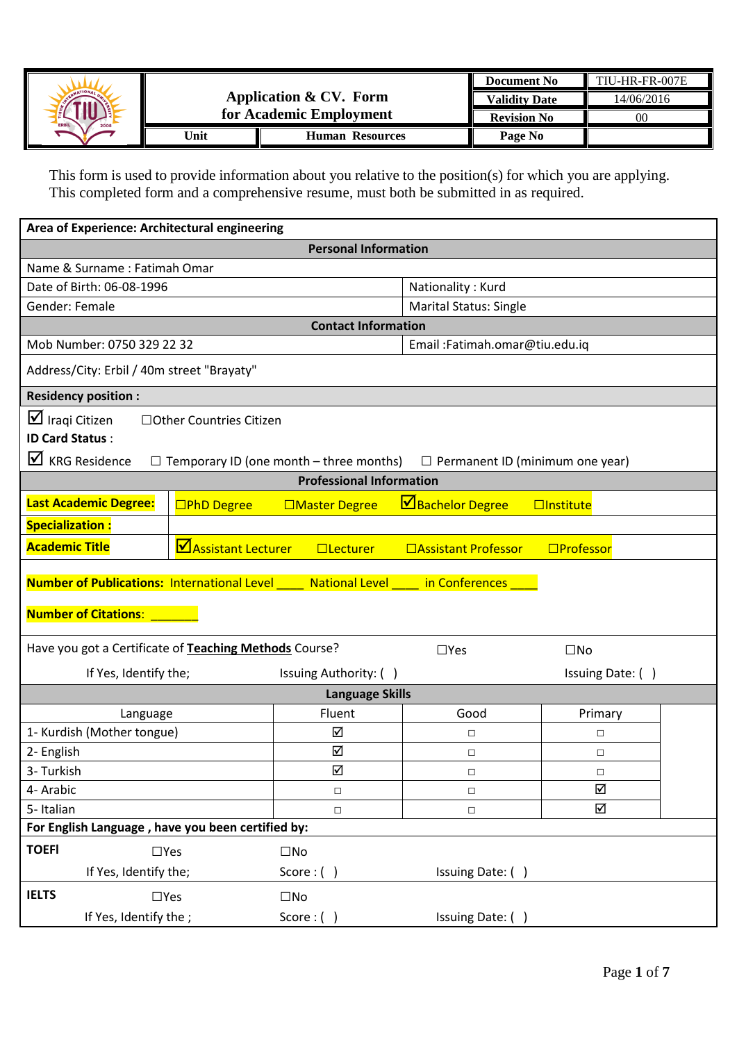| | Application & CV. Form for Academic Employment | Document No | TIU-HR-FR-007E |
|---|---|---|---|
| | | Validity Date | 14/06/2016 |
| | | Revision No | 00 |
| Unit | Human Resources | Page No | |

This form is used to provide information about you relative to the position(s) for which you are applying. This completed form and a comprehensive resume, must both be submitted in as required.

**Area of Experience: Architectural engineering**

**Personal Information**

| | |
|---|---|
| Name & Surname : Fatimah Omar | |
| Date of Birth: 06-08-1996 | Nationality : Kurd |
| Gender: Female | Marital Status: Single |

**Contact Information**

| | |
|---|---|
| Mob Number: 0750 329 22 32 | Email :Fatimah.omar@tiu.edu.iq |
| Address/City: Erbil / 40m street "Brayaty" | |

**Residency position :**

☑ Iraqi Citizen ☐Other Countries Citizen

**ID Card Status** :

☑ KRG Residence ☐ Temporary ID (one month – three months) ☐ Permanent ID (minimum one year)

**Professional Information**

| | |
|---|---|
| **Last Academic Degree:** | ☐PhD Degree ☐Master Degree ☑Bachelor Degree ☐Institute |
| **Specialization :** | |
| **Academic Title** | ☑Assistant Lecturer ☐Lecturer ☐Assistant Professor ☐Professor |

**Number of Publications:** International Level ____ National Level ____ in Conferences ____

**Number of Citations**: _______

Have you got a Certificate of **Teaching Methods** Course? ☐Yes ☐No

If Yes, Identify the; Issuing Authority: ( ) Issuing Date: ( )

**Language Skills**

| Language | Fluent | Good | Primary |
|---|---|---|---|
| 1- Kurdish (Mother tongue) | ☑ | ☐ | ☐ |
| 2- English | ☑ | ☐ | ☐ |
| 3- Turkish | ☑ | ☐ | ☐ |
| 4- Arabic | ☐ | ☐ | ☑ |
| 5- Italian | ☐ | ☐ | ☑ |

**For English Language , have you been certified by:**

**TOEFl** ☐Yes ☐No

If Yes, Identify the; Score : ( ) Issuing Date: ( )

**IELTS** ☐Yes ☐No

If Yes, Identify the ; Score : ( ) Issuing Date: ( )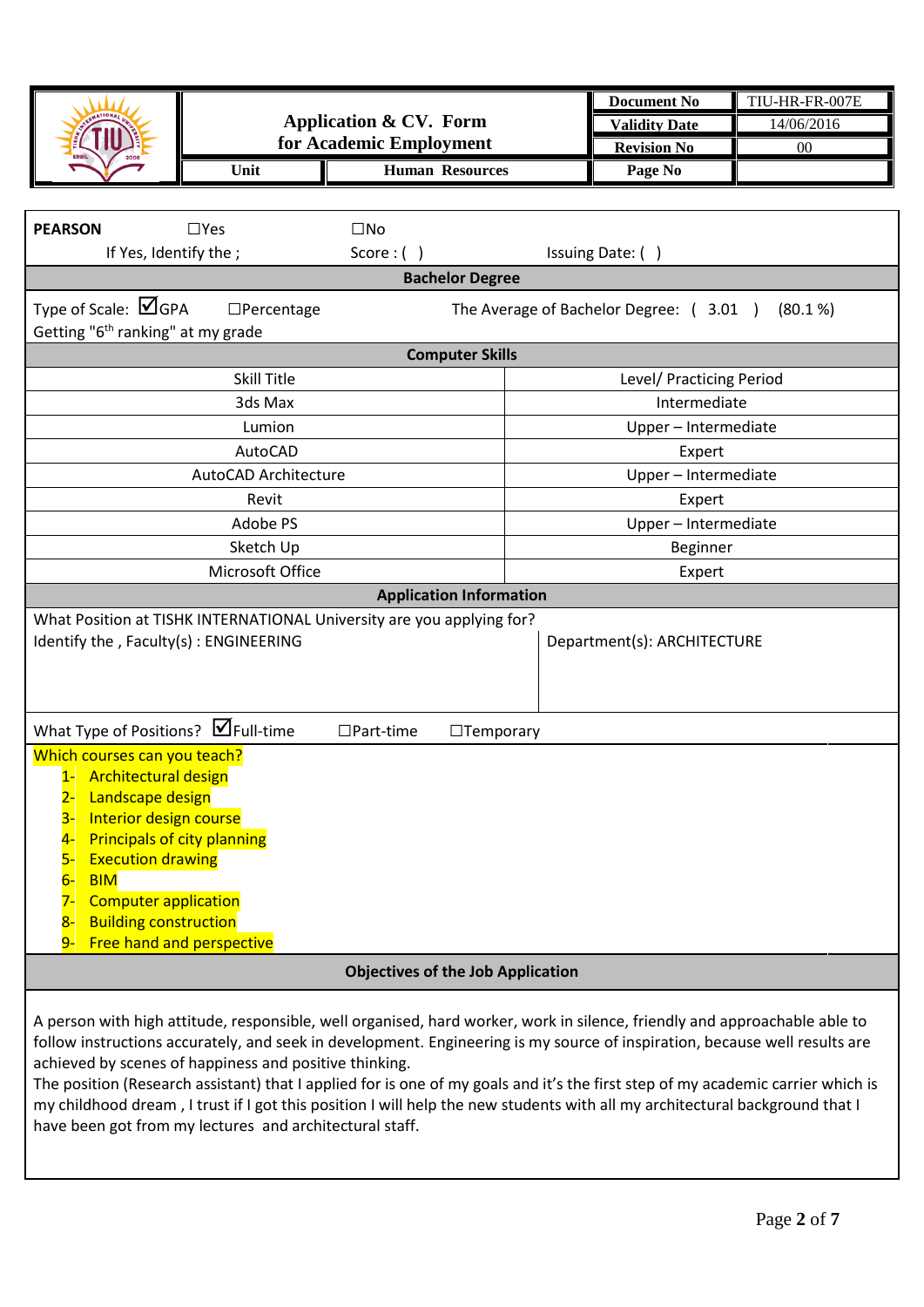| | Application & CV. Form for Academic Employment | | Document No | TIU-HR-FR-007E |
|---|---|---|---|---|
| | | | Validity Date | 14/06/2016 |
| | | | Revision No | 00 |
| | Unit | Human Resources | Page No | |

**PEARSON** ☐Yes ☐No

If Yes, Identify the ; Score : ( ) Issuing Date: ( )

**Bachelor Degree**

Type of Scale: ☑GPA ☐Percentage The Average of Bachelor Degree: ( 3.01 ) (80.1 %)

Getting "6th ranking" at my grade

**Computer Skills**

| Skill Title | Level/ Practicing Period |
|---|---|
| 3ds Max | Intermediate |
| Lumion | Upper – Intermediate |
| AutoCAD | Expert |
| AutoCAD Architecture | Upper – Intermediate |
| Revit | Expert |
| Adobe PS | Upper – Intermediate |
| Sketch Up | Beginner |
| Microsoft Office | Expert |

**Application Information**

What Position at TISHK INTERNATIONAL University are you applying for?

Identify the , Faculty(s) : ENGINEERING

Department(s): ARCHITECTURE

What Type of Positions? ☑Full-time ☐Part-time ☐Temporary

Which courses can you teach?

1- Architectural design
2- Landscape design
3- Interior design course
4- Principals of city planning
5- Execution drawing
6- BIM
7- Computer application
8- Building construction
9- Free hand and perspective

**Objectives of the Job Application**

A person with high attitude, responsible, well organised, hard worker, work in silence, friendly and approachable able to follow instructions accurately, and seek in development. Engineering is my source of inspiration, because well results are achieved by scenes of happiness and positive thinking.

The position (Research assistant) that I applied for is one of my goals and it's the first step of my academic carrier which is my childhood dream , I trust if I got this position I will help the new students with all my architectural background that I have been got from my lectures and architectural staff.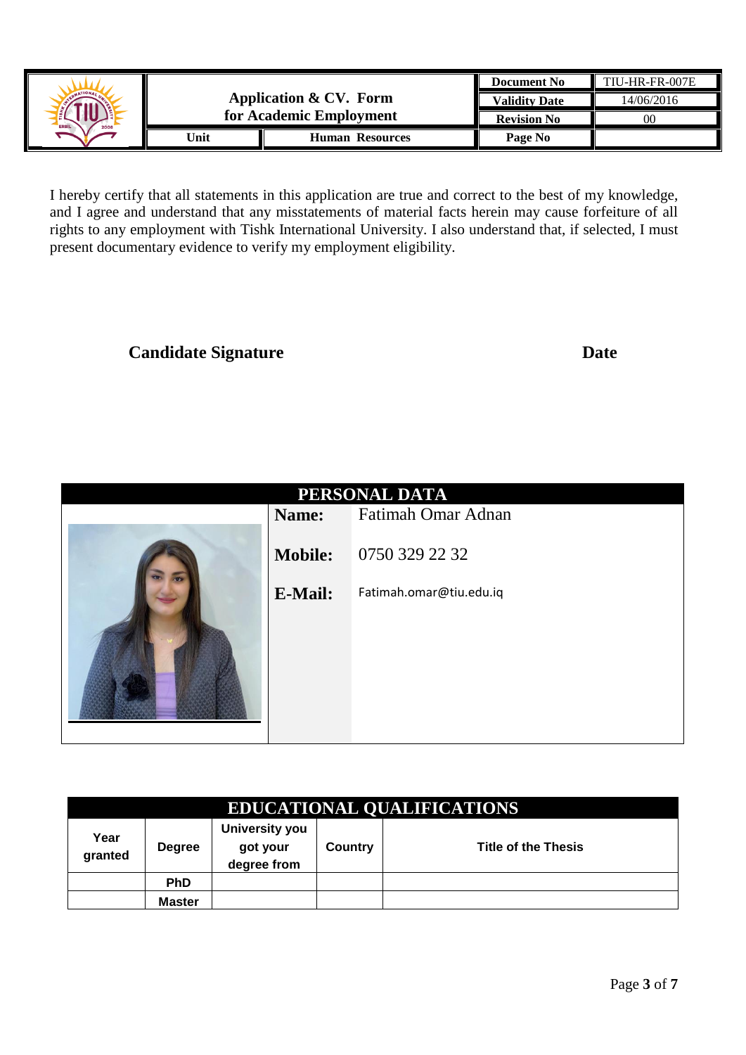| | Application & CV. Form for Academic Employment | | Document No | TIU-HR-FR-007E |
|---|---|---|---|---|
| | | | Validity Date | 14/06/2016 |
| | | | Revision No | 00 |
| | Unit | Human Resources | Page No | |

I hereby certify that all statements in this application are true and correct to the best of my knowledge, and I agree and understand that any misstatements of material facts herein may cause forfeiture of all rights to any employment with Tishk International University. I also understand that, if selected, I must present documentary evidence to verify my employment eligibility.

**Candidate Signature** **Date**

## PERSONAL DATA

| | |
|---|---|
| **Name:** | Fatimah Omar Adnan |
| **Mobile:** | 0750 329 22 32 |
| **E-Mail:** | Fatimah.omar@tiu.edu.iq |

## EDUCATIONAL QUALIFICATIONS

| Year granted | Degree | University you got your degree from | Country | Title of the Thesis |
|---|---|---|---|---|
| | PhD | | | |
| | Master | | | |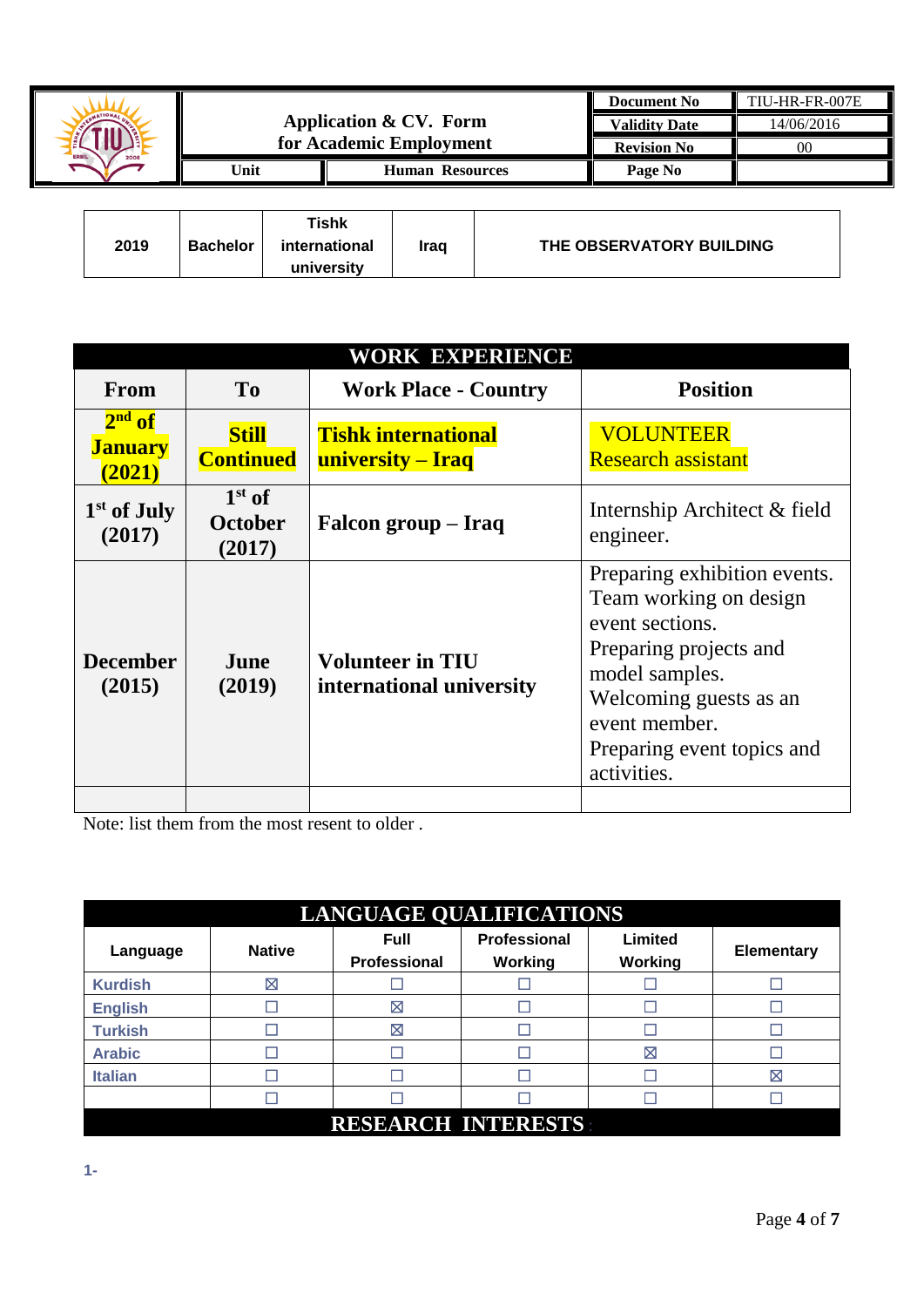| | Application & CV. Form for Academic Employment | Document No | TIU-HR-FR-007E |
|---|---|---|---|
| | | Validity Date | 14/06/2016 |
| | | Revision No | 00 |
| Unit | Human Resources | Page No | |

| 2019 | Bachelor | Tishk international university | Iraq | THE OBSERVATORY BUILDING |
|---|---|---|---|---|

| WORK EXPERIENCE | | | |
|---|---|---|---|
| **From** | **To** | **Work Place - Country** | **Position** |
| **2nd of January (2021)** | **Still Continued** | **Tishk international university – Iraq** | VOLUNTEER Research assistant |
| **1st of July (2017)** | **1st of October (2017)** | **Falcon group – Iraq** | Internship Architect & field engineer. |
| **December (2015)** | **June (2019)** | **Volunteer in TIU international university** | Preparing exhibition events. Team working on design event sections. Preparing projects and model samples. Welcoming guests as an event member. Preparing event topics and activities. |
| | | | |

Note: list them from the most resent to older .

| LANGUAGE QUALIFICATIONS | | | | | |
|---|---|---|---|---|---|
| **Language** | **Native** | **Full Professional** | **Professional Working** | **Limited Working** | **Elementary** |
| Kurdish | ☒ | ☐ | ☐ | ☐ | ☐ |
| English | ☐ | ☒ | ☐ | ☐ | ☐ |
| Turkish | ☐ | ☒ | ☐ | ☐ | ☐ |
| Arabic | ☐ | ☐ | ☐ | ☒ | ☐ |
| Italian | ☐ | ☐ | ☐ | ☐ | ☒ |
| | ☐ | ☐ | ☐ | ☐ | ☐ |

## RESEARCH INTERESTS

1-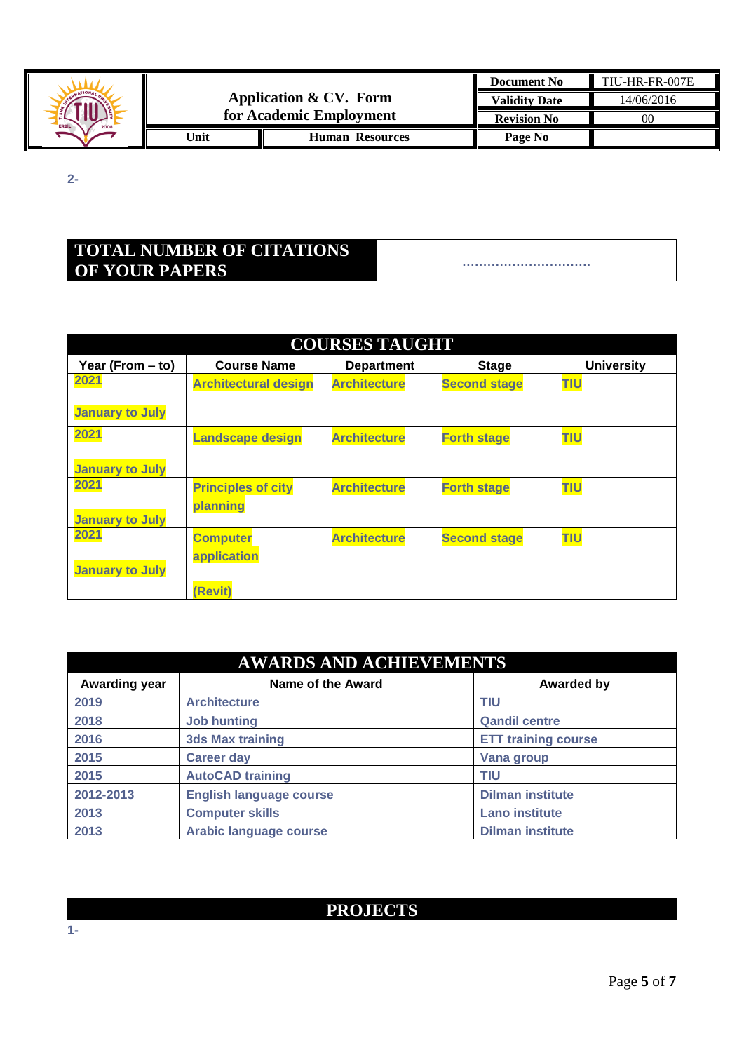2-

| TOTAL NUMBER OF CITATIONS OF YOUR PAPERS | ……………………… |
|---|---|

| COURSES TAUGHT | | | | |
|---|---|---|---|---|
| Year (From – to) | Course Name | Department | Stage | University |
| 2021 January to July | Architectural design | Architecture | Second stage | TIU |
| 2021 January to July | Landscape design | Architecture | Forth stage | TIU |
| 2021 January to July | Principles of city planning | Architecture | Forth stage | TIU |
| 2021 January to July | Computer application (Revit) | Architecture | Second stage | TIU |

| AWARDS AND ACHIEVEMENTS | | |
|---|---|---|
| Awarding year | Name of the Award | Awarded by |
| 2019 | Architecture | TIU |
| 2018 | Job hunting | Qandil centre |
| 2016 | 3ds Max training | ETT training course |
| 2015 | Career day | Vana group |
| 2015 | AutoCAD training | TIU |
| 2012-2013 | English language course | Dilman institute |
| 2013 | Computer skills | Lano institute |
| 2013 | Arabic language course | Dilman institute |

## PROJECTS

1-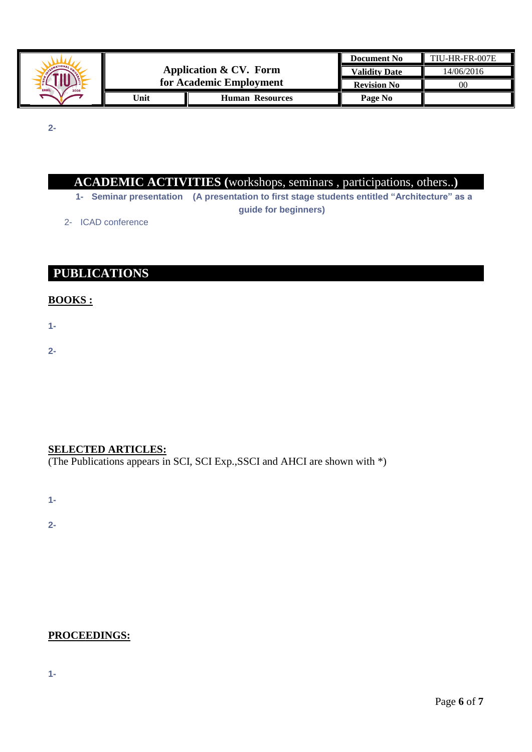2-

## ACADEMIC ACTIVITIES (workshops, seminars , participations, others..)

1- **Seminar presentation (A presentation to first stage students entitled "Architecture" as a guide for beginners)**

2- ICAD conference

## PUBLICATIONS

**BOOKS :**

1-

2-

**SELECTED ARTICLES:**

(The Publications appears in SCI, SCI Exp.,SSCI and AHCI are shown with *)

1-

2-

**PROCEEDINGS:**

1-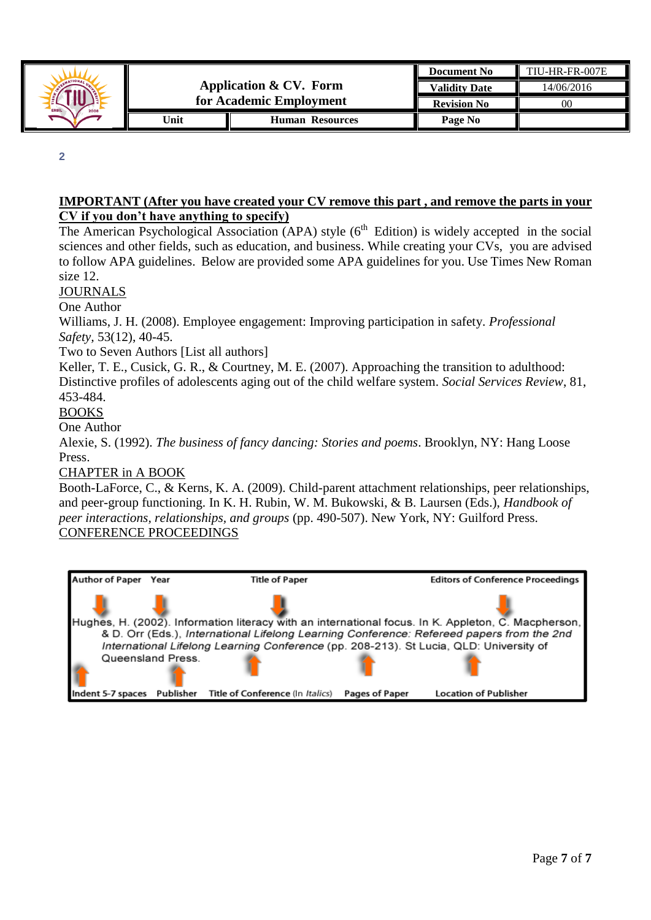2

**<u>IMPORTANT (After you have created your CV remove this part , and remove the parts in your CV if you don't have anything to specify)</u>**

The American Psychological Association (APA) style (6th Edition) is widely accepted in the social sciences and other fields, such as education, and business. While creating your CVs, you are advised to follow APA guidelines. Below are provided some APA guidelines for you. Use Times New Roman size 12.

<u>JOURNALS</u>

One Author

Williams, J. H. (2008). Employee engagement: Improving participation in safety. *Professional Safety*, 53(12), 40-45.

Two to Seven Authors [List all authors]

Keller, T. E., Cusick, G. R., & Courtney, M. E. (2007). Approaching the transition to adulthood: Distinctive profiles of adolescents aging out of the child welfare system. *Social Services Review*, 81, 453-484.

<u>BOOKS</u>

One Author

Alexie, S. (1992). *The business of fancy dancing: Stories and poems*. Brooklyn, NY: Hang Loose Press.

<u>CHAPTER in A BOOK</u>

Booth-LaForce, C., & Kerns, K. A. (2009). Child-parent attachment relationships, peer relationships, and peer-group functioning. In K. H. Rubin, W. M. Bukowski, & B. Laursen (Eds.), *Handbook of peer interactions, relationships, and groups* (pp. 490-507). New York, NY: Guilford Press.

<u>CONFERENCE PROCEEDINGS</u>

Author of Paper    Year    Title of Paper    Editors of Conference Proceedings

Hughes, H. (2002). Information literacy with an international focus. In K. Appleton, C. Macpherson, & D. Orr (Eds.), *International Lifelong Learning Conference: Refereed papers from the 2nd International Lifelong Learning Conference* (pp. 208-213). St Lucia, QLD: University of Queensland Press.

Indent 5-7 spaces    Publisher    Title of Conference (In *Italics*)    Pages of Paper    Location of Publisher